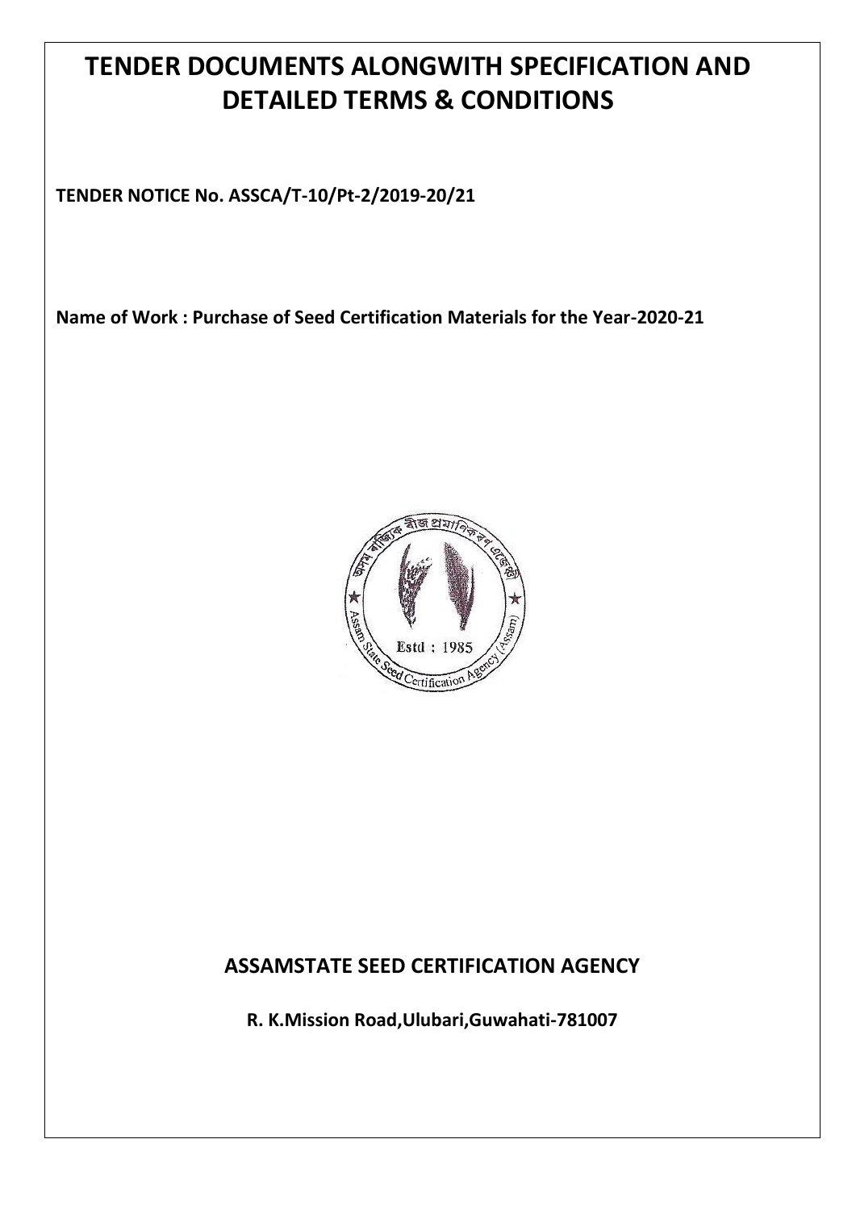# TENDER DOCUMENTS ALONGWITH SPECIFICATION AND DETAILED TERMS & CONDITIONS

**TENDER NOTICE No. ASSCA/T-10/Pt-2/2019-20/21**

**Name of Work : Purchase of Seed Certification Materials for the Year-2020-21**

## ASSAMSTATE SEED CERTIFICATION AGENCY

**R. K.Mission Road,Ulubari,Guwahati-781007**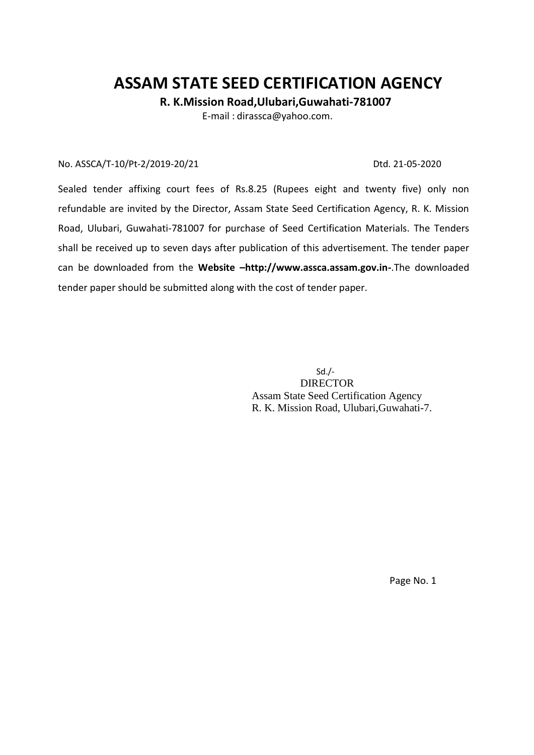# ASSAM STATE SEED CERTIFICATION AGENCY

**R. K.Mission Road,Ulubari,Guwahati-781007**

E-mail : dirassca@yahoo.com.

No. ASSCA/T-10/Pt-2/2019-20/21 Dtd. 21-05-2020

Sealed tender affixing court fees of Rs.8.25 (Rupees eight and twenty five) only non refundable are invited by the Director, Assam State Seed Certification Agency, R. K. Mission Road, Ulubari, Guwahati-781007 for purchase of Seed Certification Materials. The Tenders shall be received up to seven days after publication of this advertisement. The tender paper can be downloaded from the **Website –http://www.assca.assam.gov.in-**.The downloaded tender paper should be submitted along with the cost of tender paper.

Sd./-
DIRECTOR
Assam State Seed Certification Agency
R. K. Mission Road, Ulubari,Guwahati-7.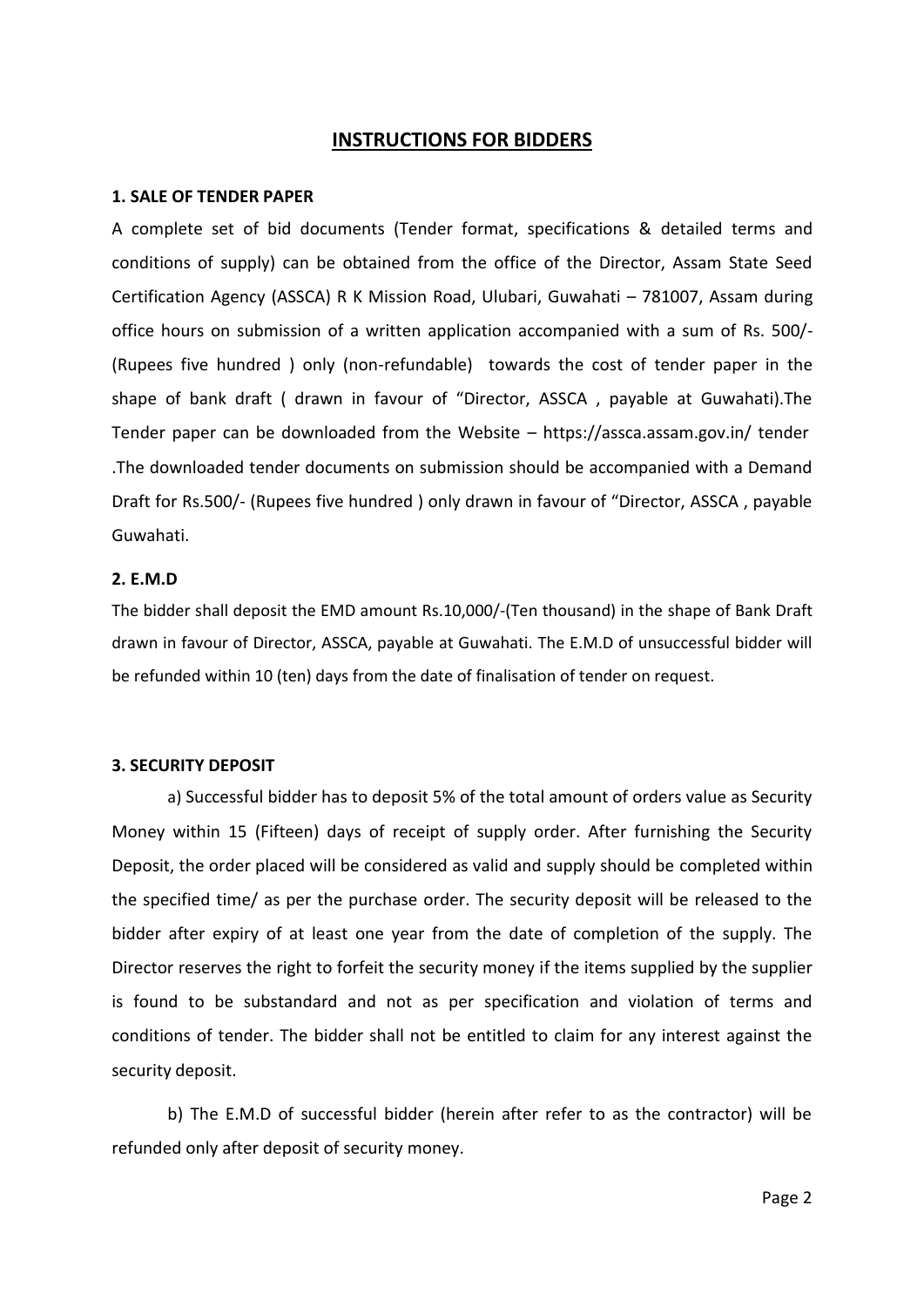## INSTRUCTIONS FOR BIDDERS

### 1. SALE OF TENDER PAPER

A complete set of bid documents (Tender format, specifications & detailed terms and conditions of supply) can be obtained from the office of the Director, Assam State Seed Certification Agency (ASSCA) R K Mission Road, Ulubari, Guwahati – 781007, Assam during office hours on submission of a written application accompanied with a sum of Rs. 500/- (Rupees five hundred ) only (non-refundable) towards the cost of tender paper in the shape of bank draft ( drawn in favour of "Director, ASSCA , payable at Guwahati).The Tender paper can be downloaded from the Website – https://assca.assam.gov.in/ tender .The downloaded tender documents on submission should be accompanied with a Demand Draft for Rs.500/- (Rupees five hundred ) only drawn in favour of "Director, ASSCA , payable Guwahati.

### 2. E.M.D

The bidder shall deposit the EMD amount Rs.10,000/-(Ten thousand) in the shape of Bank Draft drawn in favour of Director, ASSCA, payable at Guwahati. The E.M.D of unsuccessful bidder will be refunded within 10 (ten) days from the date of finalisation of tender on request.

### 3. SECURITY DEPOSIT

a) Successful bidder has to deposit 5% of the total amount of orders value as Security Money within 15 (Fifteen) days of receipt of supply order. After furnishing the Security Deposit, the order placed will be considered as valid and supply should be completed within the specified time/ as per the purchase order. The security deposit will be released to the bidder after expiry of at least one year from the date of completion of the supply. The Director reserves the right to forfeit the security money if the items supplied by the supplier is found to be substandard and not as per specification and violation of terms and conditions of tender. The bidder shall not be entitled to claim for any interest against the security deposit.

b) The E.M.D of successful bidder (herein after refer to as the contractor) will be refunded only after deposit of security money.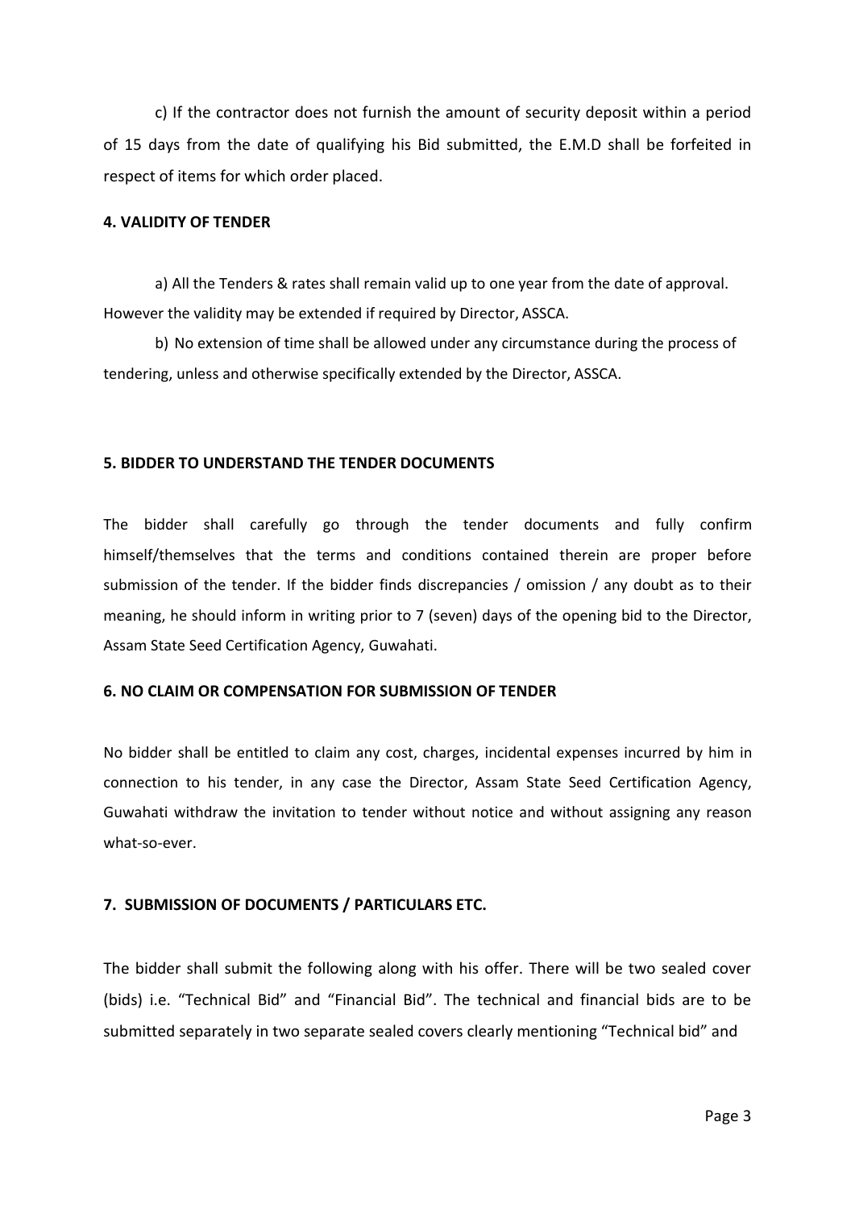c) If the contractor does not furnish the amount of security deposit within a period of 15 days from the date of qualifying his Bid submitted, the E.M.D shall be forfeited in respect of items for which order placed.

**4. VALIDITY OF TENDER**

a) All the Tenders & rates shall remain valid up to one year from the date of approval. However the validity may be extended if required by Director, ASSCA.

b) No extension of time shall be allowed under any circumstance during the process of tendering, unless and otherwise specifically extended by the Director, ASSCA.

**5. BIDDER TO UNDERSTAND THE TENDER DOCUMENTS**

The bidder shall carefully go through the tender documents and fully confirm himself/themselves that the terms and conditions contained therein are proper before submission of the tender. If the bidder finds discrepancies / omission / any doubt as to their meaning, he should inform in writing prior to 7 (seven) days of the opening bid to the Director, Assam State Seed Certification Agency, Guwahati.

**6. NO CLAIM OR COMPENSATION FOR SUBMISSION OF TENDER**

No bidder shall be entitled to claim any cost, charges, incidental expenses incurred by him in connection to his tender, in any case the Director, Assam State Seed Certification Agency, Guwahati withdraw the invitation to tender without notice and without assigning any reason what-so-ever.

**7. SUBMISSION OF DOCUMENTS / PARTICULARS ETC.**

The bidder shall submit the following along with his offer. There will be two sealed cover (bids) i.e. “Technical Bid” and “Financial Bid”. The technical and financial bids are to be submitted separately in two separate sealed covers clearly mentioning “Technical bid” and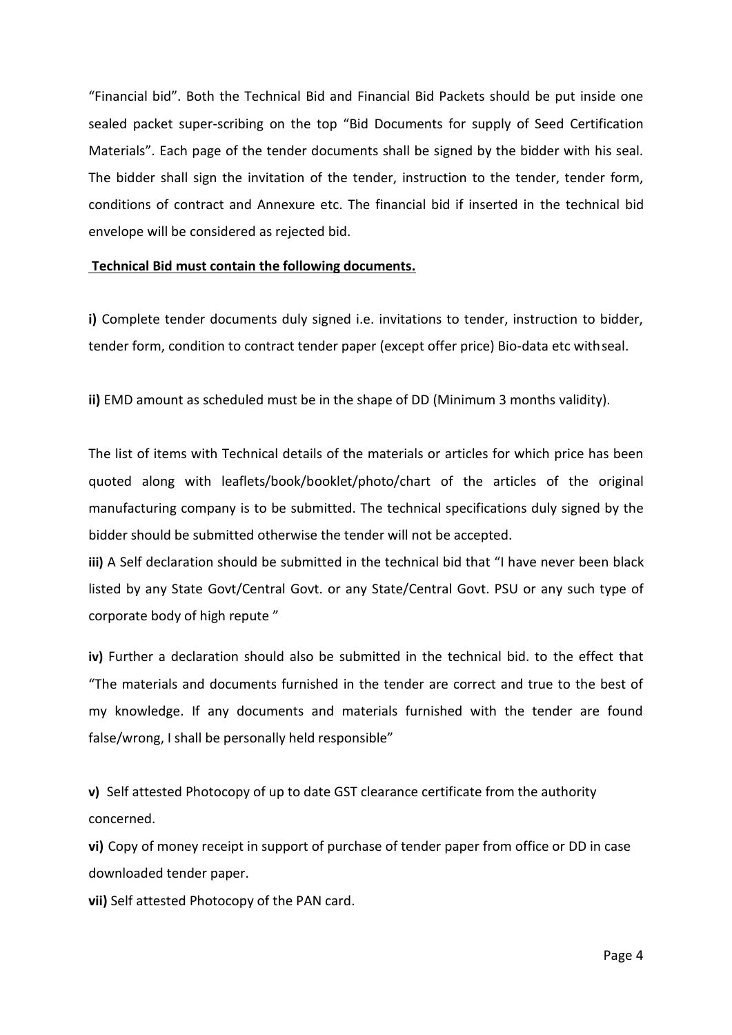"Financial bid". Both the Technical Bid and Financial Bid Packets should be put inside one sealed packet super-scribing on the top "Bid Documents for supply of Seed Certification Materials". Each page of the tender documents shall be signed by the bidder with his seal. The bidder shall sign the invitation of the tender, instruction to the tender, tender form, conditions of contract and Annexure etc. The financial bid if inserted in the technical bid envelope will be considered as rejected bid.

**Technical Bid must contain the following documents.**

**i)** Complete tender documents duly signed i.e. invitations to tender, instruction to bidder, tender form, condition to contract tender paper (except offer price) Bio-data etc with seal.

**ii)** EMD amount as scheduled must be in the shape of DD (Minimum 3 months validity).

The list of items with Technical details of the materials or articles for which price has been quoted along with leaflets/book/booklet/photo/chart of the articles of the original manufacturing company is to be submitted. The technical specifications duly signed by the bidder should be submitted otherwise the tender will not be accepted.

**iii)** A Self declaration should be submitted in the technical bid that "I have never been black listed by any State Govt/Central Govt. or any State/Central Govt. PSU or any such type of corporate body of high repute "

**iv)** Further a declaration should also be submitted in the technical bid. to the effect that "The materials and documents furnished in the tender are correct and true to the best of my knowledge. If any documents and materials furnished with the tender are found false/wrong, I shall be personally held responsible"

**v)** Self attested Photocopy of up to date GST clearance certificate from the authority concerned.

**vi)** Copy of money receipt in support of purchase of tender paper from office or DD in case downloaded tender paper.

**vii)** Self attested Photocopy of the PAN card.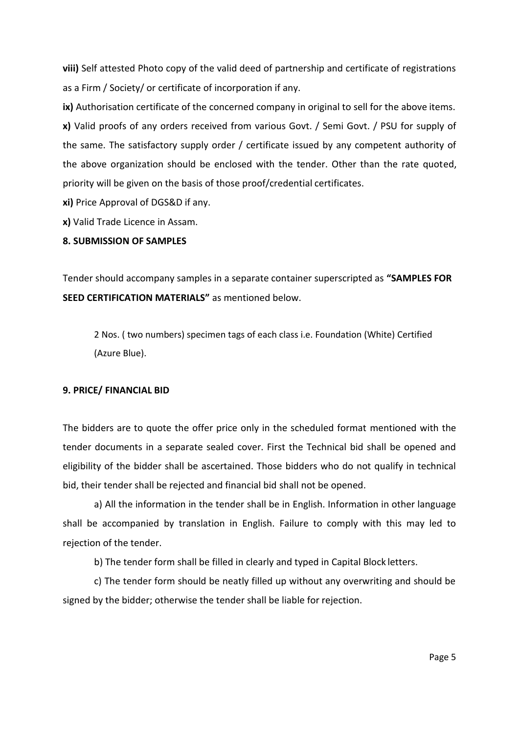**viii)** Self attested Photo copy of the valid deed of partnership and certificate of registrations as a Firm / Society/ or certificate of incorporation if any.

**ix)** Authorisation certificate of the concerned company in original to sell for the above items.

**x)** Valid proofs of any orders received from various Govt. / Semi Govt. / PSU for supply of the same. The satisfactory supply order / certificate issued by any competent authority of the above organization should be enclosed with the tender. Other than the rate quoted, priority will be given on the basis of those proof/credential certificates.

**xi)** Price Approval of DGS&D if any.

**x)** Valid Trade Licence in Assam.

**8. SUBMISSION OF SAMPLES**

Tender should accompany samples in a separate container superscripted as **"SAMPLES FOR SEED CERTIFICATION MATERIALS"** as mentioned below.

> 2 Nos. ( two numbers) specimen tags of each class i.e. Foundation (White) Certified (Azure Blue).

**9. PRICE/ FINANCIAL BID**

The bidders are to quote the offer price only in the scheduled format mentioned with the tender documents in a separate sealed cover. First the Technical bid shall be opened and eligibility of the bidder shall be ascertained. Those bidders who do not qualify in technical bid, their tender shall be rejected and financial bid shall not be opened.

a) All the information in the tender shall be in English. Information in other language shall be accompanied by translation in English. Failure to comply with this may led to rejection of the tender.

b) The tender form shall be filled in clearly and typed in Capital Block letters.

c) The tender form should be neatly filled up without any overwriting and should be signed by the bidder; otherwise the tender shall be liable for rejection.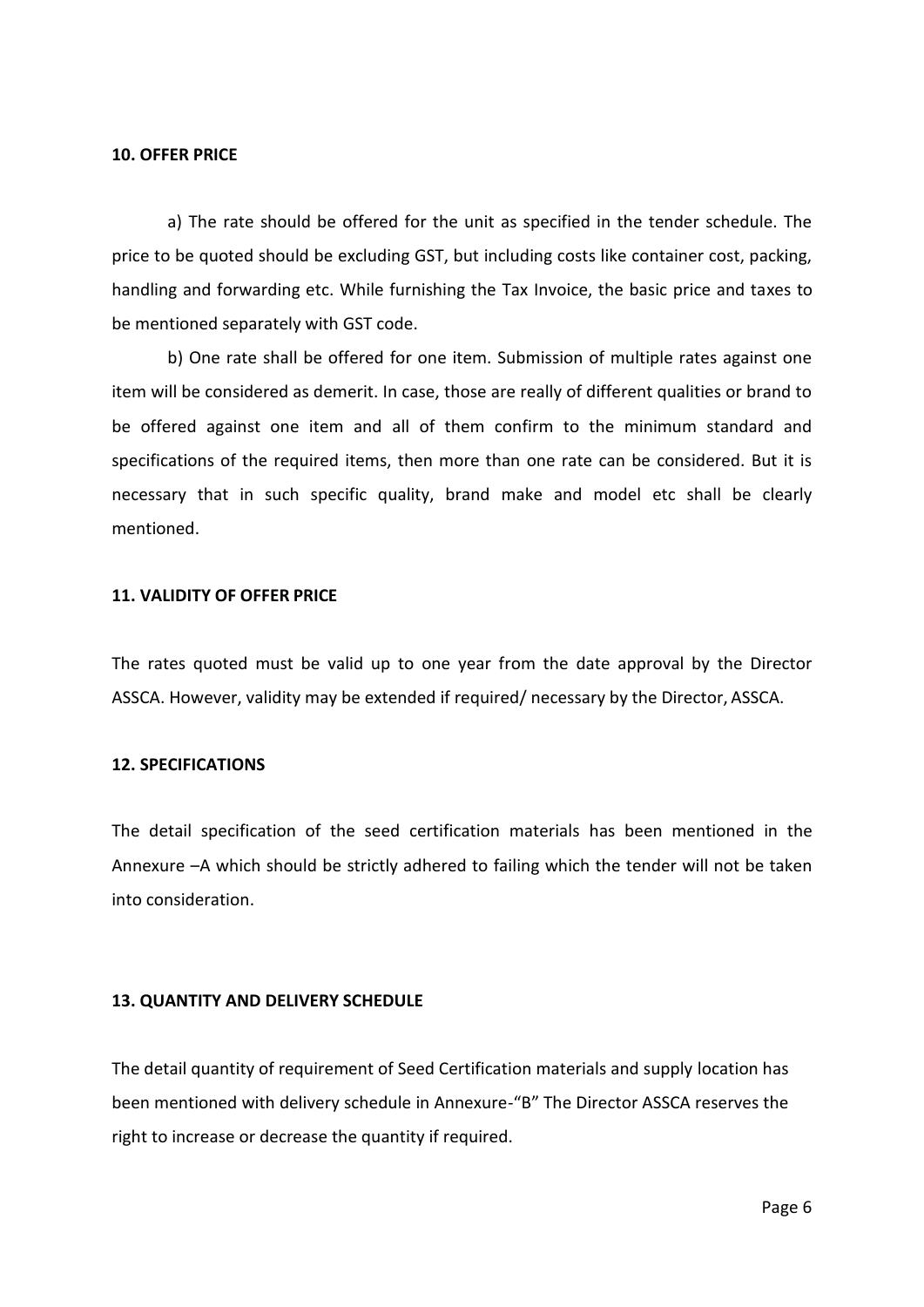**10. OFFER PRICE**

a) The rate should be offered for the unit as specified in the tender schedule. The price to be quoted should be excluding GST, but including costs like container cost, packing, handling and forwarding etc. While furnishing the Tax Invoice, the basic price and taxes to be mentioned separately with GST code.

b) One rate shall be offered for one item. Submission of multiple rates against one item will be considered as demerit. In case, those are really of different qualities or brand to be offered against one item and all of them confirm to the minimum standard and specifications of the required items, then more than one rate can be considered. But it is necessary that in such specific quality, brand make and model etc shall be clearly mentioned.

**11. VALIDITY OF OFFER PRICE**

The rates quoted must be valid up to one year from the date approval by the Director ASSCA. However, validity may be extended if required/ necessary by the Director, ASSCA.

**12. SPECIFICATIONS**

The detail specification of the seed certification materials has been mentioned in the Annexure –A which should be strictly adhered to failing which the tender will not be taken into consideration.

**13. QUANTITY AND DELIVERY SCHEDULE**

The detail quantity of requirement of Seed Certification materials and supply location has been mentioned with delivery schedule in Annexure-"B" The Director ASSCA reserves the right to increase or decrease the quantity if required.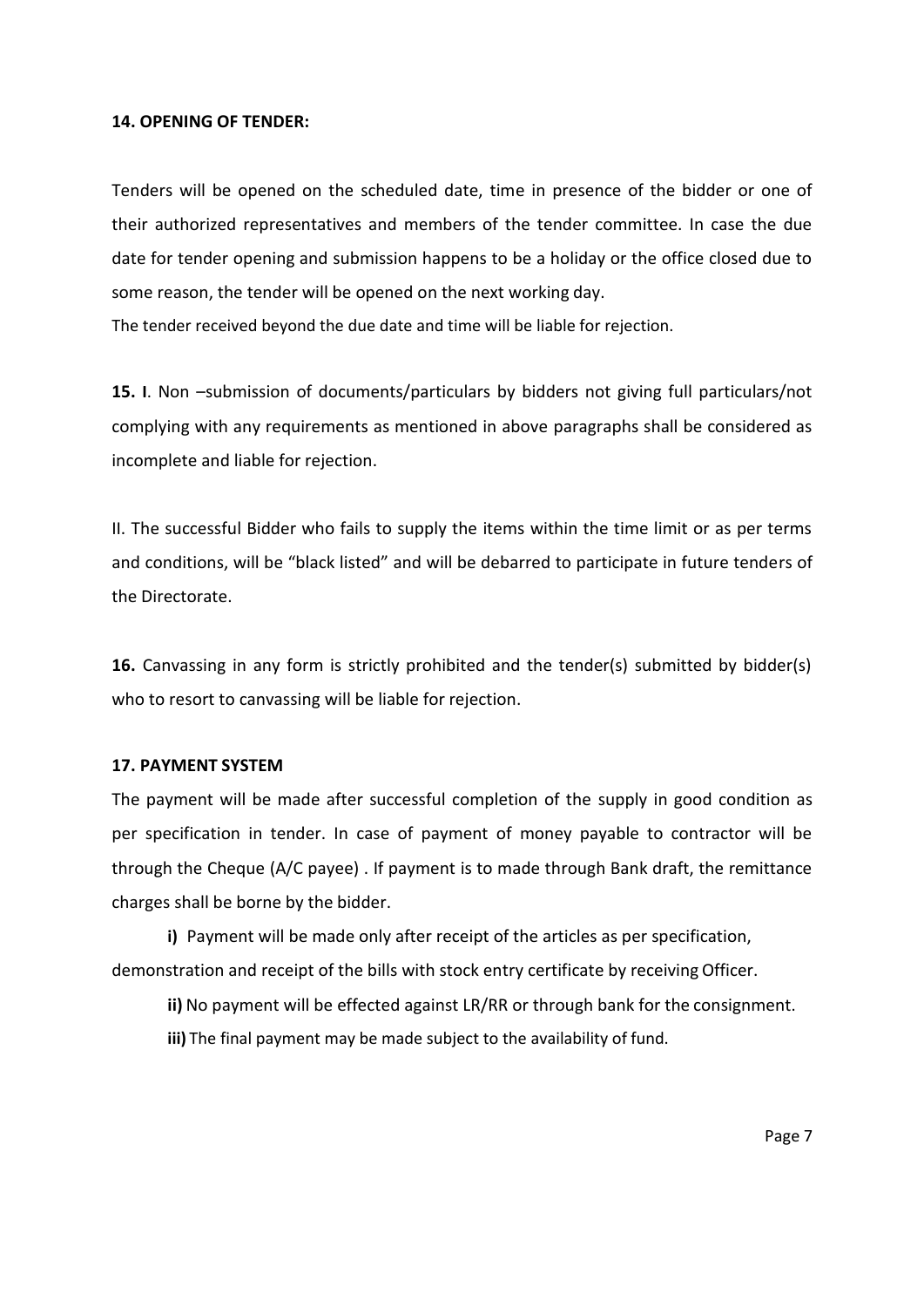**14. OPENING OF TENDER:**

Tenders will be opened on the scheduled date, time in presence of the bidder or one of their authorized representatives and members of the tender committee. In case the due date for tender opening and submission happens to be a holiday or the office closed due to some reason, the tender will be opened on the next working day.

The tender received beyond the due date and time will be liable for rejection.

**15. I**. Non –submission of documents/particulars by bidders not giving full particulars/not complying with any requirements as mentioned in above paragraphs shall be considered as incomplete and liable for rejection.

II. The successful Bidder who fails to supply the items within the time limit or as per terms and conditions, will be "black listed" and will be debarred to participate in future tenders of the Directorate.

**16.** Canvassing in any form is strictly prohibited and the tender(s) submitted by bidder(s) who to resort to canvassing will be liable for rejection.

**17. PAYMENT SYSTEM**

The payment will be made after successful completion of the supply in good condition as per specification in tender. In case of payment of money payable to contractor will be through the Cheque (A/C payee) . If payment is to made through Bank draft, the remittance charges shall be borne by the bidder.

**i)** Payment will be made only after receipt of the articles as per specification, demonstration and receipt of the bills with stock entry certificate by receiving Officer.

**ii)** No payment will be effected against LR/RR or through bank for the consignment.

**iii)** The final payment may be made subject to the availability of fund.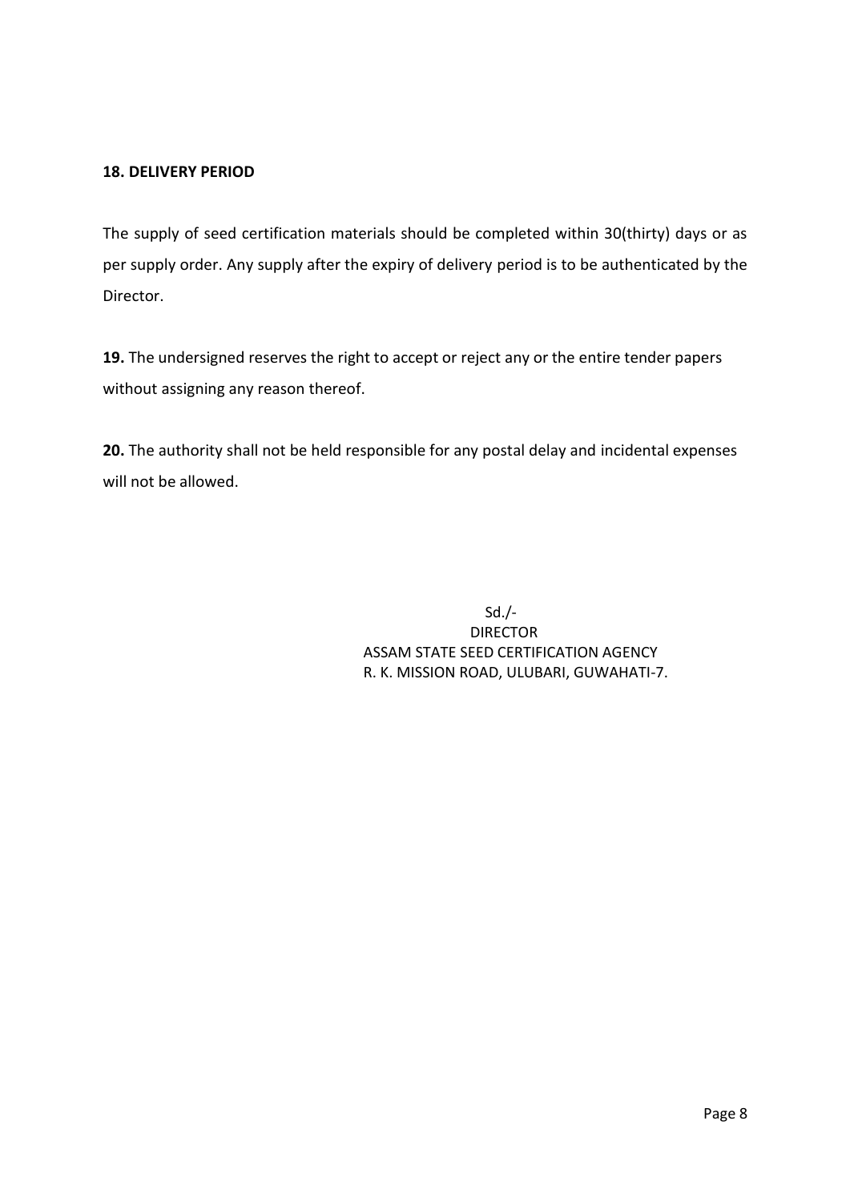**18. DELIVERY PERIOD**

The supply of seed certification materials should be completed within 30(thirty) days or as per supply order. Any supply after the expiry of delivery period is to be authenticated by the Director.

**19.** The undersigned reserves the right to accept or reject any or the entire tender papers without assigning any reason thereof.

**20.** The authority shall not be held responsible for any postal delay and incidental expenses will not be allowed.

Sd./-
DIRECTOR
ASSAM STATE SEED CERTIFICATION AGENCY
R. K. MISSION ROAD, ULUBARI, GUWAHATI-7.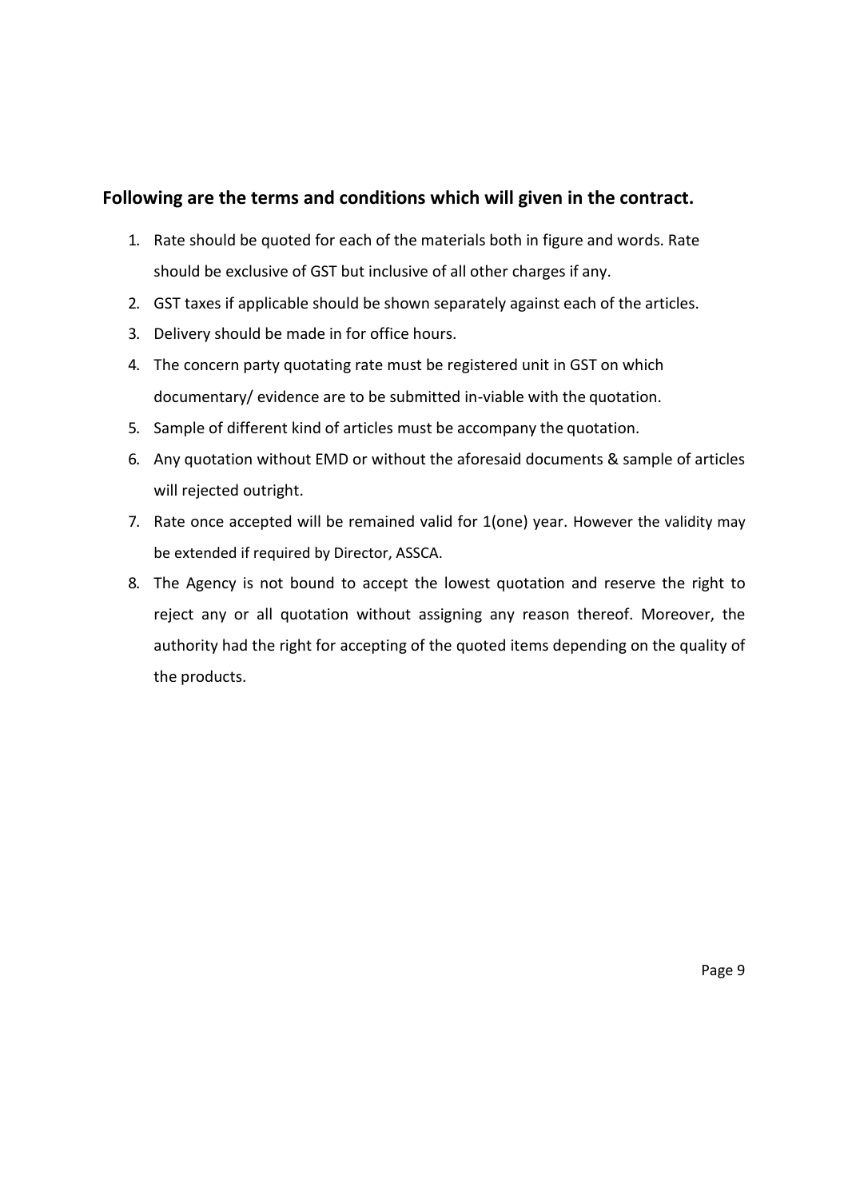**Following are the terms and conditions which will given in the contract.**

1. Rate should be quoted for each of the materials both in figure and words. Rate should be exclusive of GST but inclusive of all other charges if any.
2. GST taxes if applicable should be shown separately against each of the articles.
3. Delivery should be made in for office hours.
4. The concern party quotating rate must be registered unit in GST on which documentary/ evidence are to be submitted in-viable with the quotation.
5. Sample of different kind of articles must be accompany the quotation.
6. Any quotation without EMD or without the aforesaid documents & sample of articles will rejected outright.
7. Rate once accepted will be remained valid for 1(one) year. However the validity may be extended if required by Director, ASSCA.
8. The Agency is not bound to accept the lowest quotation and reserve the right to reject any or all quotation without assigning any reason thereof. Moreover, the authority had the right for accepting of the quoted items depending on the quality of the products.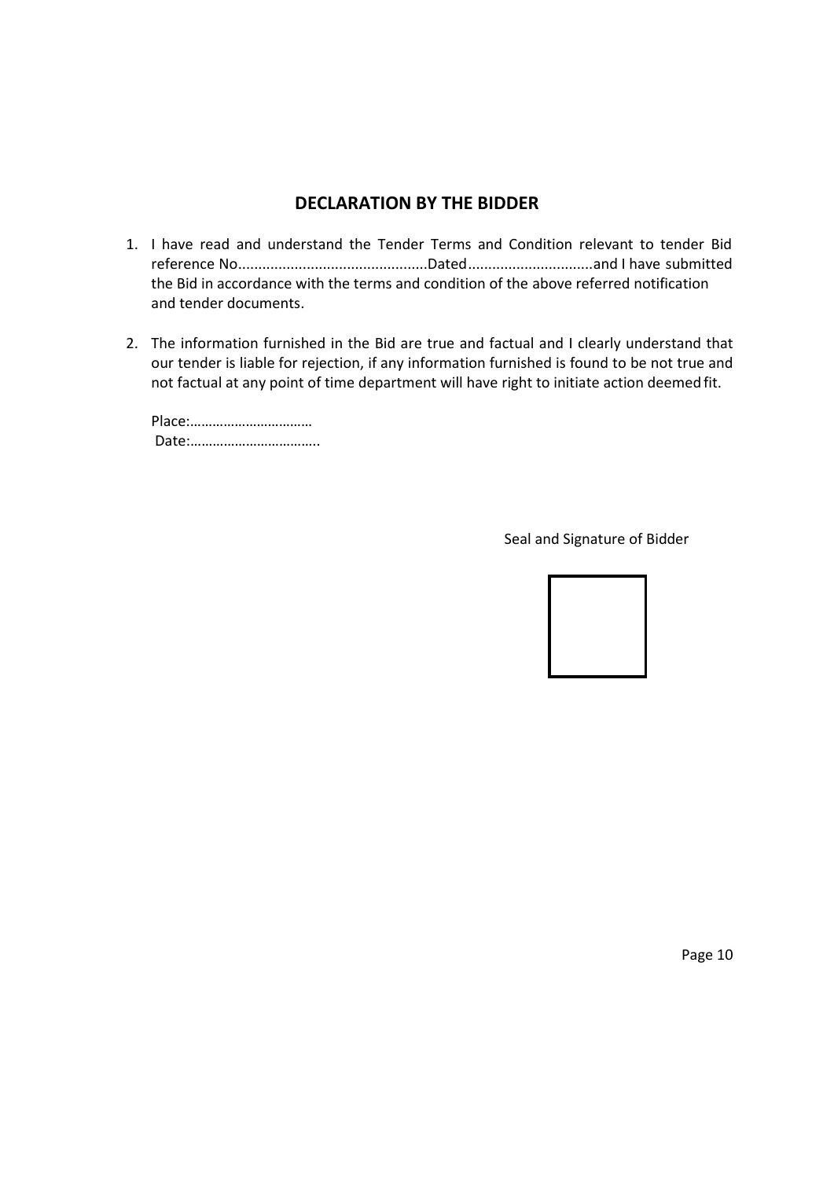## DECLARATION BY THE BIDDER

1. I have read and understand the Tender Terms and Condition relevant to tender Bid reference No...............................................Dated...............................and I have submitted the Bid in accordance with the terms and condition of the above referred notification and tender documents.

2. The information furnished in the Bid are true and factual and I clearly understand that our tender is liable for rejection, if any information furnished is found to be not true and not factual at any point of time department will have right to initiate action deemed fit.

   Place:……………………………
   Date:……………………………..

Seal and Signature of Bidder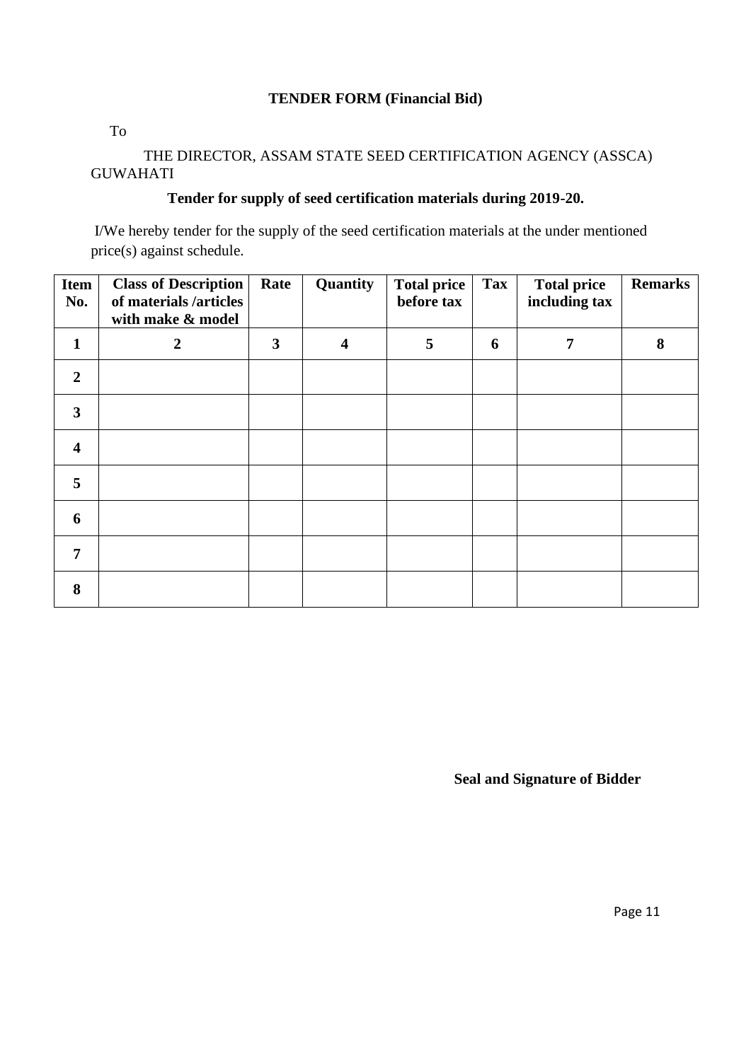**TENDER FORM (Financial Bid)**

To

THE DIRECTOR, ASSAM STATE SEED CERTIFICATION AGENCY (ASSCA) GUWAHATI

**Tender for supply of seed certification materials during 2019-20.**

I/We hereby tender for the supply of the seed certification materials at the under mentioned price(s) against schedule.

| Item No. | Class of Description of materials /articles with make & model | Rate | Quantity | Total price before tax | Tax | Total price including tax | Remarks |
|---|---|---|---|---|---|---|---|
| 1 | 2 | 3 | 4 | 5 | 6 | 7 | 8 |
| 2 | | | | | | | |
| 3 | | | | | | | |
| 4 | | | | | | | |
| 5 | | | | | | | |
| 6 | | | | | | | |
| 7 | | | | | | | |
| 8 | | | | | | | |

**Seal and Signature of Bidder**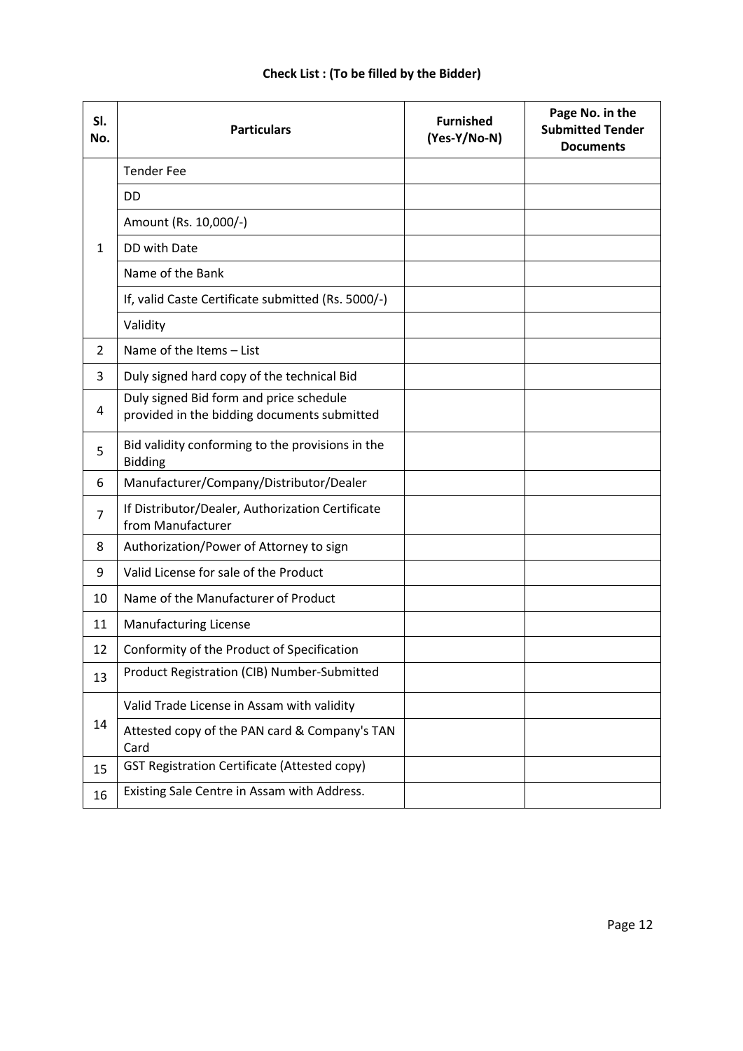**Check List : (To be filled by the Bidder)**

| Sl. No. | Particulars | Furnished (Yes-Y/No-N) | Page No. in the Submitted Tender Documents |
|---|---|---|---|
| 1 | Tender Fee | | |
| | DD | | |
| | Amount (Rs. 10,000/-) | | |
| | DD with Date | | |
| | Name of the Bank | | |
| | If, valid Caste Certificate submitted (Rs. 5000/-) | | |
| | Validity | | |
| 2 | Name of the Items – List | | |
| 3 | Duly signed hard copy of the technical Bid | | |
| 4 | Duly signed Bid form and price schedule provided in the bidding documents submitted | | |
| 5 | Bid validity conforming to the provisions in the Bidding | | |
| 6 | Manufacturer/Company/Distributor/Dealer | | |
| 7 | If Distributor/Dealer, Authorization Certificate from Manufacturer | | |
| 8 | Authorization/Power of Attorney to sign | | |
| 9 | Valid License for sale of the Product | | |
| 10 | Name of the Manufacturer of Product | | |
| 11 | Manufacturing License | | |
| 12 | Conformity of the Product of Specification | | |
| 13 | Product Registration (CIB) Number-Submitted | | |
| 14 | Valid Trade License in Assam with validity | | |
| | Attested copy of the PAN card & Company's TAN Card | | |
| 15 | GST Registration Certificate (Attested copy) | | |
| 16 | Existing Sale Centre in Assam with Address. | | |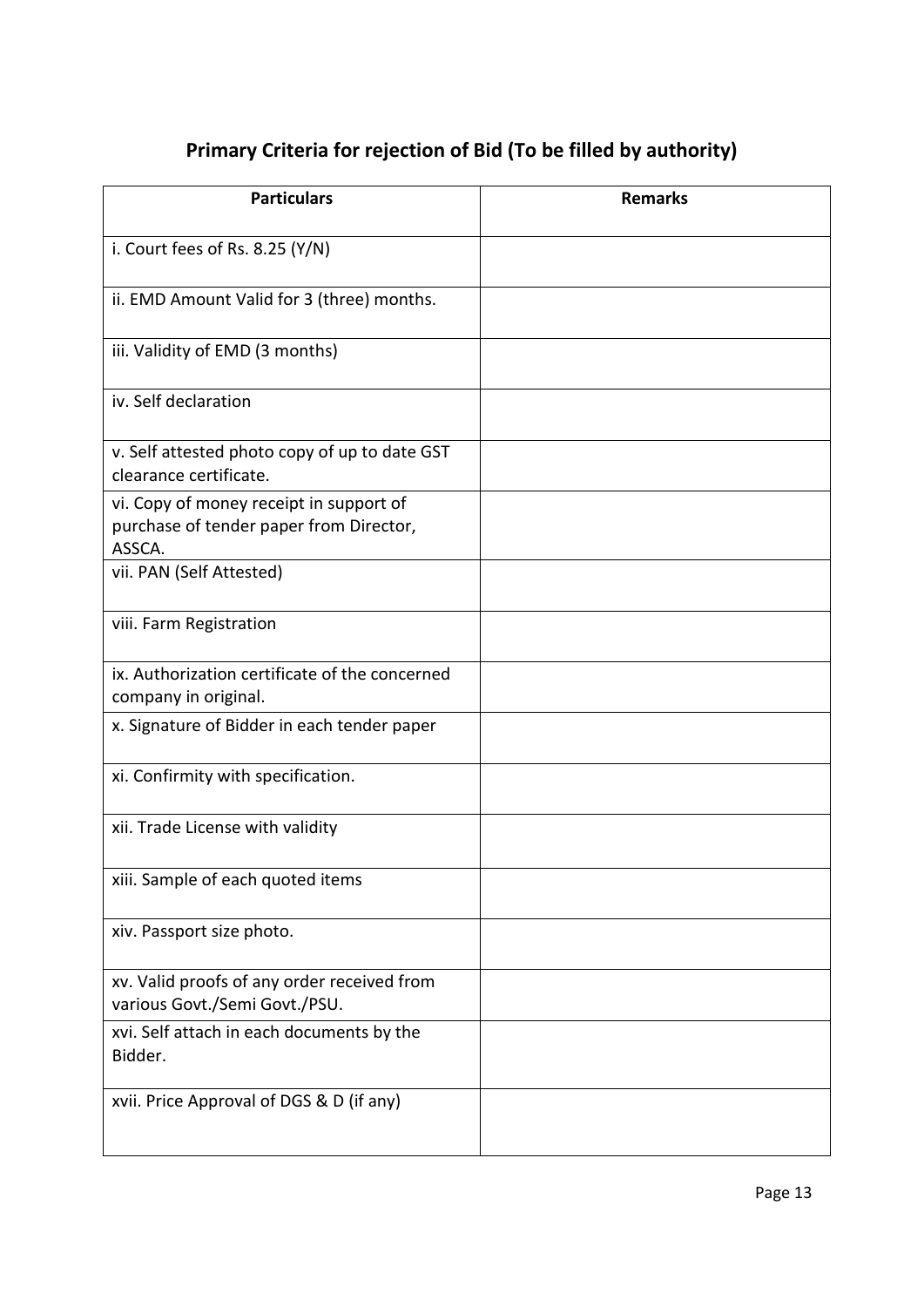## Primary Criteria for rejection of Bid (To be filled by authority)

| Particulars | Remarks |
|---|---|
| i. Court fees of Rs. 8.25 (Y/N) | |
| ii. EMD Amount Valid for 3 (three) months. | |
| iii. Validity of EMD (3 months) | |
| iv. Self declaration | |
| v. Self attested photo copy of up to date GST clearance certificate. | |
| vi. Copy of money receipt in support of purchase of tender paper from Director, ASSCA. | |
| vii. PAN (Self Attested) | |
| viii. Farm Registration | |
| ix. Authorization certificate of the concerned company in original. | |
| x. Signature of Bidder in each tender paper | |
| xi. Confirmity with specification. | |
| xii. Trade License with validity | |
| xiii. Sample of each quoted items | |
| xiv. Passport size photo. | |
| xv. Valid proofs of any order received from various Govt./Semi Govt./PSU. | |
| xvi. Self attach in each documents by the Bidder. | |
| xvii. Price Approval of DGS & D (if any) | |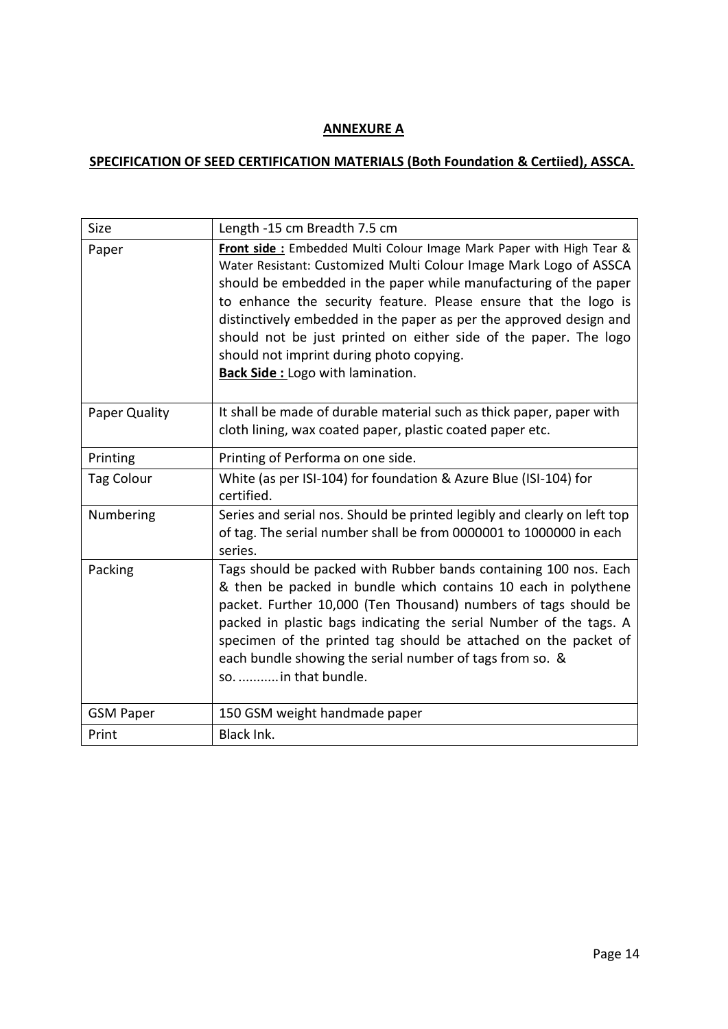## ANNEXURE A

## SPECIFICATION OF SEED CERTIFICATION MATERIALS (Both Foundation & Certiied), ASSCA.

| Size | Length -15 cm Breadth 7.5 cm |
|---|---|
| Paper | **Front side :** Embedded Multi Colour Image Mark Paper with High Tear & Water Resistant: Customized Multi Colour Image Mark Logo of ASSCA should be embedded in the paper while manufacturing of the paper to enhance the security feature. Please ensure that the logo is distinctively embedded in the paper as per the approved design and should not be just printed on either side of the paper. The logo should not imprint during photo copying.<br>**Back Side :** Logo with lamination. |
| Paper Quality | It shall be made of durable material such as thick paper, paper with cloth lining, wax coated paper, plastic coated paper etc. |
| Printing | Printing of Performa on one side. |
| Tag Colour | White (as per ISI-104) for foundation & Azure Blue (ISI-104) for certified. |
| Numbering | Series and serial nos. Should be printed legibly and clearly on left top of tag. The serial number shall be from 0000001 to 1000000 in each series. |
| Packing | Tags should be packed with Rubber bands containing 100 nos. Each & then be packed in bundle which contains 10 each in polythene packet. Further 10,000 (Ten Thousand) numbers of tags should be packed in plastic bags indicating the serial Number of the tags. A specimen of the printed tag should be attached on the packet of each bundle showing the serial number of tags from so. & so. ...........in that bundle. |
| GSM Paper | 150 GSM weight handmade paper |
| Print | Black Ink. |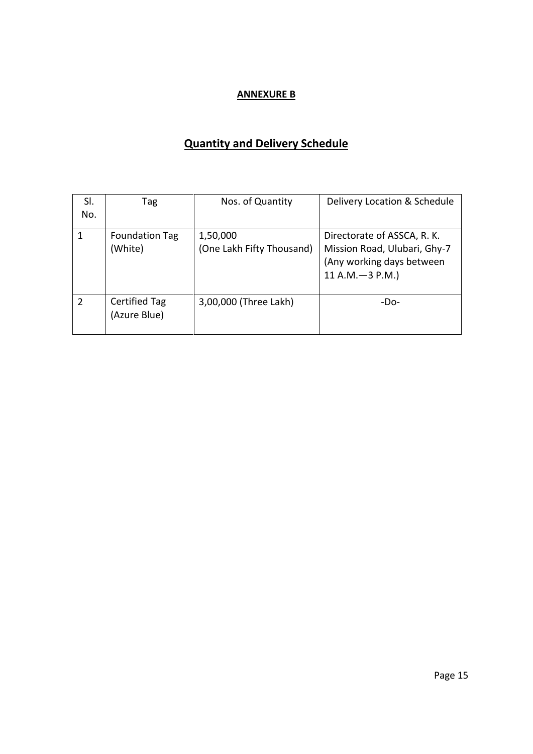**ANNEXURE B**

## Quantity and Delivery Schedule

| Sl. No. | Tag | Nos. of Quantity | Delivery Location & Schedule |
|---|---|---|---|
| 1 | Foundation Tag (White) | 1,50,000 (One Lakh Fifty Thousand) | Directorate of ASSCA, R. K. Mission Road, Ulubari, Ghy-7 (Any working days between 11 A.M.—3 P.M.) |
| 2 | Certified Tag (Azure Blue) | 3,00,000 (Three Lakh) | -Do- |